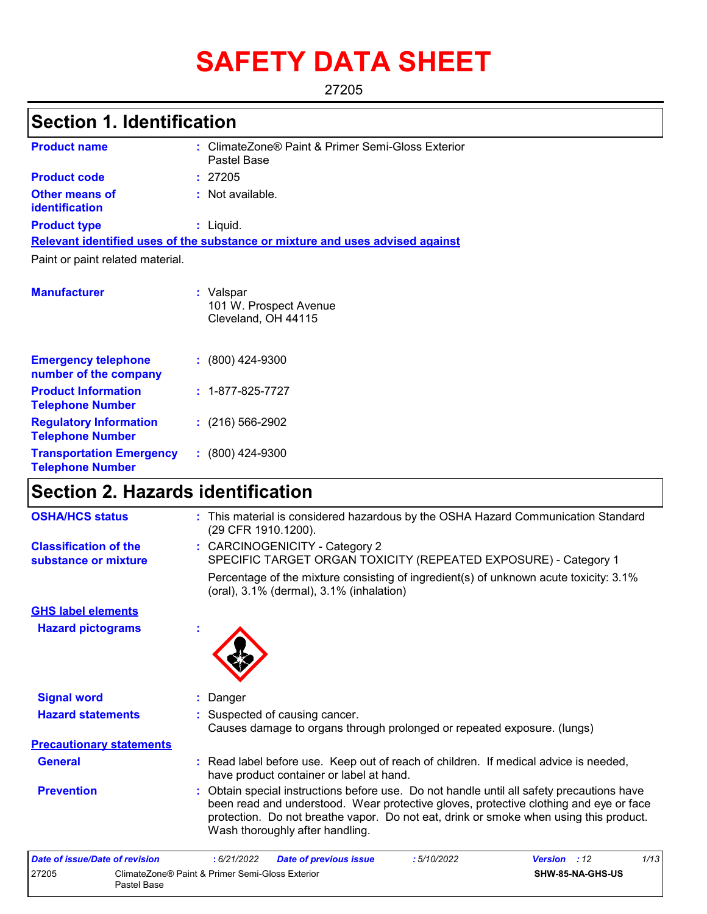# SAFETY DATA SHEET

27205

## Section 1. Identification

| | |
|---|---|
| **Product name** | : ClimateZone® Paint & Primer Semi-Gloss Exterior Pastel Base |
| **Product code** | : 27205 |
| **Other means of identification** | : Not available. |
| **Product type** | : Liquid. |

**Relevant identified uses of the substance or mixture and uses advised against**

Paint or paint related material.

| | |
|---|---|
| **Manufacturer** | : Valspar<br>101 W. Prospect Avenue<br>Cleveland, OH 44115 |
| **Emergency telephone number of the company** | : (800) 424-9300 |
| **Product Information Telephone Number** | : 1-877-825-7727 |
| **Regulatory Information Telephone Number** | : (216) 566-2902 |
| **Transportation Emergency Telephone Number** | : (800) 424-9300 |

## Section 2. Hazards identification

| | |
|---|---|
| **OSHA/HCS status** | : This material is considered hazardous by the OSHA Hazard Communication Standard (29 CFR 1910.1200). |
| **Classification of the substance or mixture** | : CARCINOGENICITY - Category 2<br>SPECIFIC TARGET ORGAN TOXICITY (REPEATED EXPOSURE) - Category 1<br>Percentage of the mixture consisting of ingredient(s) of unknown acute toxicity: 3.1% (oral), 3.1% (dermal), 3.1% (inhalation) |

**GHS label elements**

| | |
|---|---|
| **Hazard pictograms** | : |
| **Signal word** | : Danger |
| **Hazard statements** | : Suspected of causing cancer.<br>Causes damage to organs through prolonged or repeated exposure. (lungs) |

**Precautionary statements**

| | |
|---|---|
| **General** | : Read label before use. Keep out of reach of children. If medical advice is needed, have product container or label at hand. |
| **Prevention** | : Obtain special instructions before use. Do not handle until all safety precautions have been read and understood. Wear protective gloves, protective clothing and eye or face protection. Do not breathe vapor. Do not eat, drink or smoke when using this product. Wash thoroughly after handling. |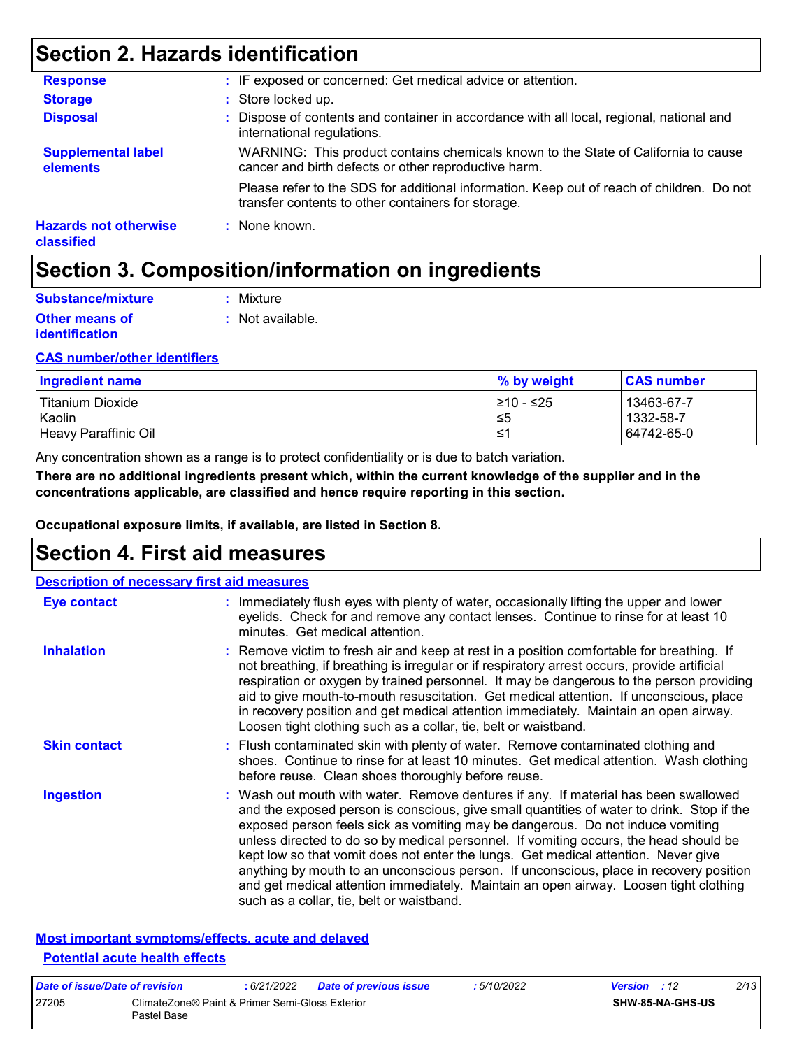## Section 2. Hazards identification

| | |
|---|---|
| **Response** | : IF exposed or concerned: Get medical advice or attention. |
| **Storage** | : Store locked up. |
| **Disposal** | : Dispose of contents and container in accordance with all local, regional, national and international regulations. |
| **Supplemental label elements** | WARNING: This product contains chemicals known to the State of California to cause cancer and birth defects or other reproductive harm. |
| | Please refer to the SDS for additional information. Keep out of reach of children. Do not transfer contents to other containers for storage. |
| **Hazards not otherwise classified** | : None known. |

## Section 3. Composition/information on ingredients

| | |
|---|---|
| **Substance/mixture** | : Mixture |
| **Other means of identification** | : Not available. |

**CAS number/other identifiers**

| Ingredient name | % by weight | CAS number |
|---|---|---|
| Titanium Dioxide | ≥10 - ≤25 | 13463-67-7 |
| Kaolin | ≤5 | 1332-58-7 |
| Heavy Paraffinic Oil | ≤1 | 64742-65-0 |

Any concentration shown as a range is to protect confidentiality or is due to batch variation.

**There are no additional ingredients present which, within the current knowledge of the supplier and in the concentrations applicable, are classified and hence require reporting in this section.**

**Occupational exposure limits, if available, are listed in Section 8.**

## Section 4. First aid measures

**Description of necessary first aid measures**

| | |
|---|---|
| **Eye contact** | : Immediately flush eyes with plenty of water, occasionally lifting the upper and lower eyelids. Check for and remove any contact lenses. Continue to rinse for at least 10 minutes. Get medical attention. |
| **Inhalation** | : Remove victim to fresh air and keep at rest in a position comfortable for breathing. If not breathing, if breathing is irregular or if respiratory arrest occurs, provide artificial respiration or oxygen by trained personnel. It may be dangerous to the person providing aid to give mouth-to-mouth resuscitation. Get medical attention. If unconscious, place in recovery position and get medical attention immediately. Maintain an open airway. Loosen tight clothing such as a collar, tie, belt or waistband. |
| **Skin contact** | : Flush contaminated skin with plenty of water. Remove contaminated clothing and shoes. Continue to rinse for at least 10 minutes. Get medical attention. Wash clothing before reuse. Clean shoes thoroughly before reuse. |
| **Ingestion** | : Wash out mouth with water. Remove dentures if any. If material has been swallowed and the exposed person is conscious, give small quantities of water to drink. Stop if the exposed person feels sick as vomiting may be dangerous. Do not induce vomiting unless directed to do so by medical personnel. If vomiting occurs, the head should be kept low so that vomit does not enter the lungs. Get medical attention. Never give anything by mouth to an unconscious person. If unconscious, place in recovery position and get medical attention immediately. Maintain an open airway. Loosen tight clothing such as a collar, tie, belt or waistband. |

**Most important symptoms/effects, acute and delayed**

**Potential acute health effects**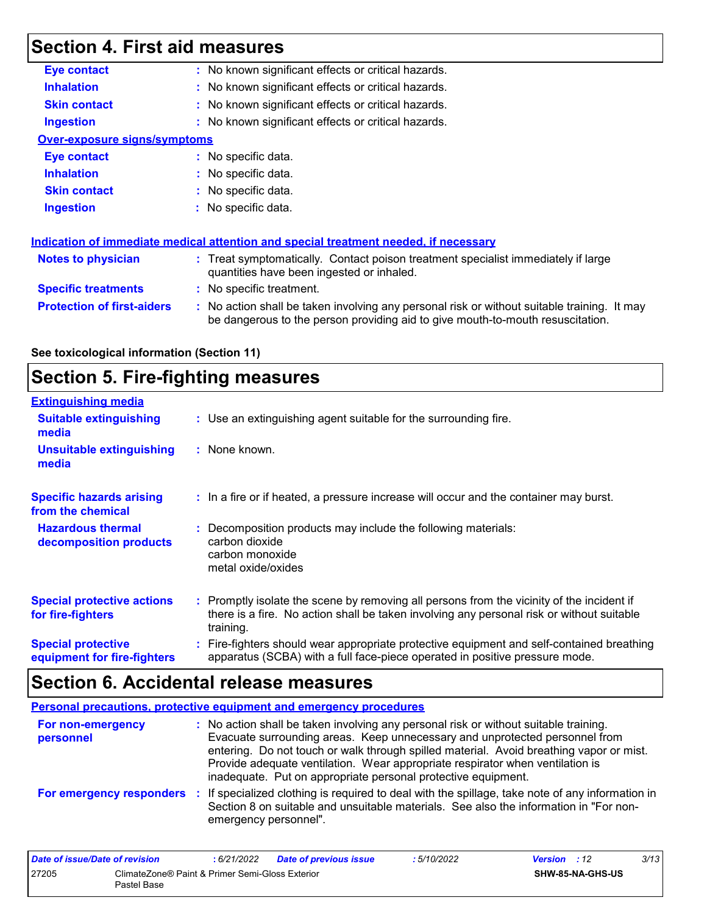# Section 4. First aid measures

| | |
|---|---|
| **Eye contact** | : No known significant effects or critical hazards. |
| **Inhalation** | : No known significant effects or critical hazards. |
| **Skin contact** | : No known significant effects or critical hazards. |
| **Ingestion** | : No known significant effects or critical hazards. |

**Over-exposure signs/symptoms**

| | |
|---|---|
| **Eye contact** | : No specific data. |
| **Inhalation** | : No specific data. |
| **Skin contact** | : No specific data. |
| **Ingestion** | : No specific data. |

**Indication of immediate medical attention and special treatment needed, if necessary**

| | |
|---|---|
| **Notes to physician** | : Treat symptomatically. Contact poison treatment specialist immediately if large quantities have been ingested or inhaled. |
| **Specific treatments** | : No specific treatment. |
| **Protection of first-aiders** | : No action shall be taken involving any personal risk or without suitable training. It may be dangerous to the person providing aid to give mouth-to-mouth resuscitation. |

**See toxicological information (Section 11)**

# Section 5. Fire-fighting measures

**Extinguishing media**

| | |
|---|---|
| **Suitable extinguishing media** | : Use an extinguishing agent suitable for the surrounding fire. |
| **Unsuitable extinguishing media** | : None known. |
| **Specific hazards arising from the chemical** | : In a fire or if heated, a pressure increase will occur and the container may burst. |
| **Hazardous thermal decomposition products** | : Decomposition products may include the following materials: carbon dioxide, carbon monoxide, metal oxide/oxides |
| **Special protective actions for fire-fighters** | : Promptly isolate the scene by removing all persons from the vicinity of the incident if there is a fire. No action shall be taken involving any personal risk or without suitable training. |
| **Special protective equipment for fire-fighters** | : Fire-fighters should wear appropriate protective equipment and self-contained breathing apparatus (SCBA) with a full face-piece operated in positive pressure mode. |

# Section 6. Accidental release measures

**Personal precautions, protective equipment and emergency procedures**

| | |
|---|---|
| **For non-emergency personnel** | : No action shall be taken involving any personal risk or without suitable training. Evacuate surrounding areas. Keep unnecessary and unprotected personnel from entering. Do not touch or walk through spilled material. Avoid breathing vapor or mist. Provide adequate ventilation. Wear appropriate respirator when ventilation is inadequate. Put on appropriate personal protective equipment. |
| **For emergency responders** | : If specialized clothing is required to deal with the spillage, take note of any information in Section 8 on suitable and unsuitable materials. See also the information in "For non-emergency personnel". |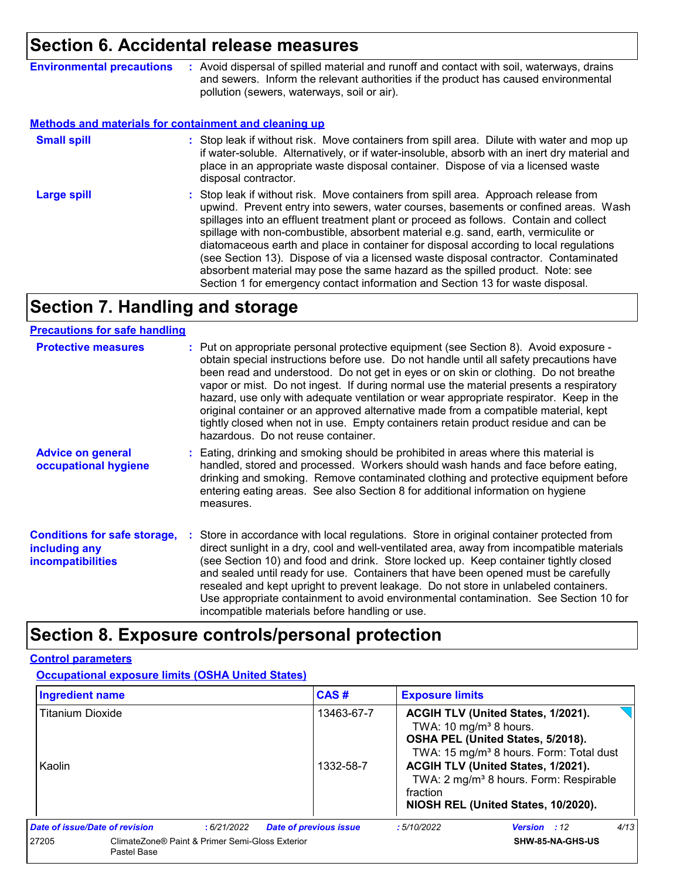## Section 6. Accidental release measures

**Environmental precautions** : Avoid dispersal of spilled material and runoff and contact with soil, waterways, drains and sewers. Inform the relevant authorities if the product has caused environmental pollution (sewers, waterways, soil or air).

### Methods and materials for containment and cleaning up

**Small spill** : Stop leak if without risk. Move containers from spill area. Dilute with water and mop up if water-soluble. Alternatively, or if water-insoluble, absorb with an inert dry material and place in an appropriate waste disposal container. Dispose of via a licensed waste disposal contractor.

**Large spill** : Stop leak if without risk. Move containers from spill area. Approach release from upwind. Prevent entry into sewers, water courses, basements or confined areas. Wash spillages into an effluent treatment plant or proceed as follows. Contain and collect spillage with non-combustible, absorbent material e.g. sand, earth, vermiculite or diatomaceous earth and place in container for disposal according to local regulations (see Section 13). Dispose of via a licensed waste disposal contractor. Contaminated absorbent material may pose the same hazard as the spilled product. Note: see Section 1 for emergency contact information and Section 13 for waste disposal.

## Section 7. Handling and storage

### Precautions for safe handling

**Protective measures** : Put on appropriate personal protective equipment (see Section 8). Avoid exposure - obtain special instructions before use. Do not handle until all safety precautions have been read and understood. Do not get in eyes or on skin or clothing. Do not breathe vapor or mist. Do not ingest. If during normal use the material presents a respiratory hazard, use only with adequate ventilation or wear appropriate respirator. Keep in the original container or an approved alternative made from a compatible material, kept tightly closed when not in use. Empty containers retain product residue and can be hazardous. Do not reuse container.

**Advice on general occupational hygiene** : Eating, drinking and smoking should be prohibited in areas where this material is handled, stored and processed. Workers should wash hands and face before eating, drinking and smoking. Remove contaminated clothing and protective equipment before entering eating areas. See also Section 8 for additional information on hygiene measures.

**Conditions for safe storage, including any incompatibilities** : Store in accordance with local regulations. Store in original container protected from direct sunlight in a dry, cool and well-ventilated area, away from incompatible materials (see Section 10) and food and drink. Store locked up. Keep container tightly closed and sealed until ready for use. Containers that have been opened must be carefully resealed and kept upright to prevent leakage. Do not store in unlabeled containers. Use appropriate containment to avoid environmental contamination. See Section 10 for incompatible materials before handling or use.

## Section 8. Exposure controls/personal protection

### Control parameters

#### Occupational exposure limits (OSHA United States)

| Ingredient name | CAS # | Exposure limits |
| --- | --- | --- |
| Titanium Dioxide | 13463-67-7 | **ACGIH TLV (United States, 1/2021).**<br>TWA: 10 mg/m³ 8 hours.<br>**OSHA PEL (United States, 5/2018).**<br>TWA: 15 mg/m³ 8 hours. Form: Total dust |
| Kaolin | 1332-58-7 | **ACGIH TLV (United States, 1/2021).**<br>TWA: 2 mg/m³ 8 hours. Form: Respirable fraction<br>**NIOSH REL (United States, 10/2020).** |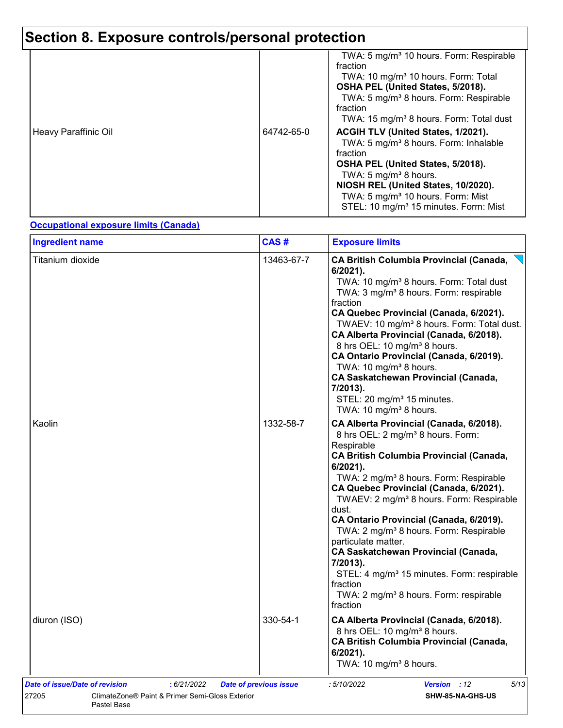# Section 8. Exposure controls/personal protection

| | | |
|---|---|---|
| | | TWA: 5 mg/m³ 10 hours. Form: Respirable fraction<br>TWA: 10 mg/m³ 10 hours. Form: Total<br>**OSHA PEL (United States, 5/2018).**<br>TWA: 5 mg/m³ 8 hours. Form: Respirable fraction<br>TWA: 15 mg/m³ 8 hours. Form: Total dust |
| Heavy Paraffinic Oil | 64742-65-0 | **ACGIH TLV (United States, 1/2021).**<br>TWA: 5 mg/m³ 8 hours. Form: Inhalable fraction<br>**OSHA PEL (United States, 5/2018).**<br>TWA: 5 mg/m³ 8 hours.<br>**NIOSH REL (United States, 10/2020).**<br>TWA: 5 mg/m³ 10 hours. Form: Mist<br>STEL: 10 mg/m³ 15 minutes. Form: Mist |

**Occupational exposure limits (Canada)**

| Ingredient name | CAS # | Exposure limits |
|---|---|---|
| Titanium dioxide | 13463-67-7 | **CA British Columbia Provincial (Canada, 6/2021).**<br>TWA: 10 mg/m³ 8 hours. Form: Total dust<br>TWA: 3 mg/m³ 8 hours. Form: respirable fraction<br>**CA Quebec Provincial (Canada, 6/2021).**<br>TWAEV: 10 mg/m³ 8 hours. Form: Total dust.<br>**CA Alberta Provincial (Canada, 6/2018).**<br>8 hrs OEL: 10 mg/m³ 8 hours.<br>**CA Ontario Provincial (Canada, 6/2019).**<br>TWA: 10 mg/m³ 8 hours.<br>**CA Saskatchewan Provincial (Canada, 7/2013).**<br>STEL: 20 mg/m³ 15 minutes.<br>TWA: 10 mg/m³ 8 hours. |
| Kaolin | 1332-58-7 | **CA Alberta Provincial (Canada, 6/2018).**<br>8 hrs OEL: 2 mg/m³ 8 hours. Form: Respirable<br>**CA British Columbia Provincial (Canada, 6/2021).**<br>TWA: 2 mg/m³ 8 hours. Form: Respirable<br>**CA Quebec Provincial (Canada, 6/2021).**<br>TWAEV: 2 mg/m³ 8 hours. Form: Respirable dust.<br>**CA Ontario Provincial (Canada, 6/2019).**<br>TWA: 2 mg/m³ 8 hours. Form: Respirable particulate matter.<br>**CA Saskatchewan Provincial (Canada, 7/2013).**<br>STEL: 4 mg/m³ 15 minutes. Form: respirable fraction<br>TWA: 2 mg/m³ 8 hours. Form: respirable fraction |
| diuron (ISO) | 330-54-1 | **CA Alberta Provincial (Canada, 6/2018).**<br>8 hrs OEL: 10 mg/m³ 8 hours.<br>**CA British Columbia Provincial (Canada, 6/2021).**<br>TWA: 10 mg/m³ 8 hours. |

*Date of issue/Date of revision* : 6/21/2022 *Date of previous issue* : 5/10/2022 *Version* : 12

27205 ClimateZone® Paint & Primer Semi-Gloss Exterior Pastel Base SHW-85-NA-GHS-US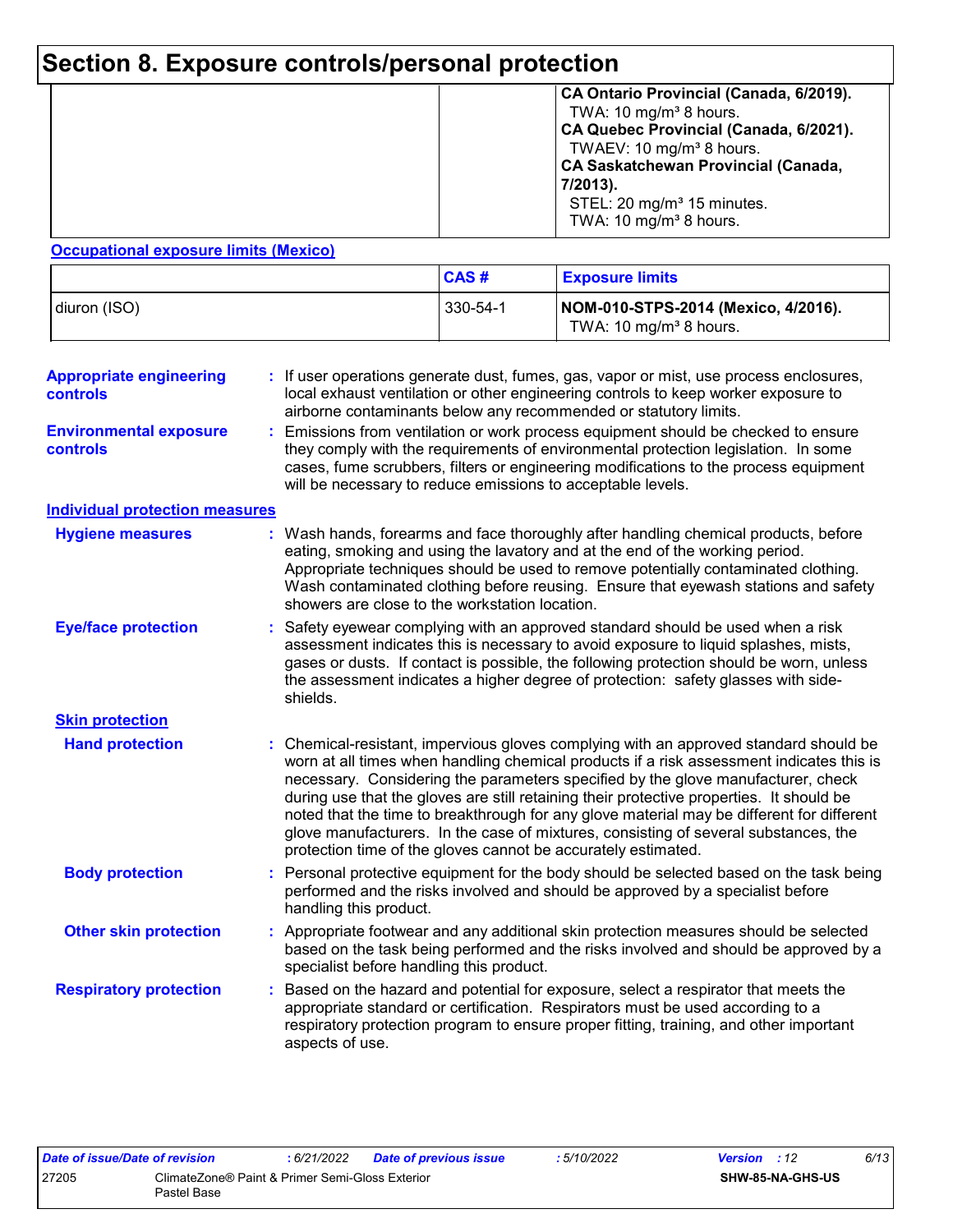# Section 8. Exposure controls/personal protection

| | | |
|---|---|---|
| | | **CA Ontario Provincial (Canada, 6/2019).**<br>TWA: 10 mg/m³ 8 hours.<br>**CA Quebec Provincial (Canada, 6/2021).**<br>TWAEV: 10 mg/m³ 8 hours.<br>**CA Saskatchewan Provincial (Canada, 7/2013).**<br>STEL: 20 mg/m³ 15 minutes.<br>TWA: 10 mg/m³ 8 hours. |

**Occupational exposure limits (Mexico)**

| | CAS # | Exposure limits |
|---|---|---|
| diuron (ISO) | 330-54-1 | **NOM-010-STPS-2014 (Mexico, 4/2016).**<br>TWA: 10 mg/m³ 8 hours. |

**Appropriate engineering controls** : If user operations generate dust, fumes, gas, vapor or mist, use process enclosures, local exhaust ventilation or other engineering controls to keep worker exposure to airborne contaminants below any recommended or statutory limits.

**Environmental exposure controls** : Emissions from ventilation or work process equipment should be checked to ensure they comply with the requirements of environmental protection legislation. In some cases, fume scrubbers, filters or engineering modifications to the process equipment will be necessary to reduce emissions to acceptable levels.

**Individual protection measures**

**Hygiene measures** : Wash hands, forearms and face thoroughly after handling chemical products, before eating, smoking and using the lavatory and at the end of the working period. Appropriate techniques should be used to remove potentially contaminated clothing. Wash contaminated clothing before reusing. Ensure that eyewash stations and safety showers are close to the workstation location.

**Eye/face protection** : Safety eyewear complying with an approved standard should be used when a risk assessment indicates this is necessary to avoid exposure to liquid splashes, mists, gases or dusts. If contact is possible, the following protection should be worn, unless the assessment indicates a higher degree of protection: safety glasses with side-shields.

**Skin protection**

**Hand protection** : Chemical-resistant, impervious gloves complying with an approved standard should be worn at all times when handling chemical products if a risk assessment indicates this is necessary. Considering the parameters specified by the glove manufacturer, check during use that the gloves are still retaining their protective properties. It should be noted that the time to breakthrough for any glove material may be different for different glove manufacturers. In the case of mixtures, consisting of several substances, the protection time of the gloves cannot be accurately estimated.

**Body protection** : Personal protective equipment for the body should be selected based on the task being performed and the risks involved and should be approved by a specialist before handling this product.

**Other skin protection** : Appropriate footwear and any additional skin protection measures should be selected based on the task being performed and the risks involved and should be approved by a specialist before handling this product.

**Respiratory protection** : Based on the hazard and potential for exposure, select a respirator that meets the appropriate standard or certification. Respirators must be used according to a respiratory protection program to ensure proper fitting, training, and other important aspects of use.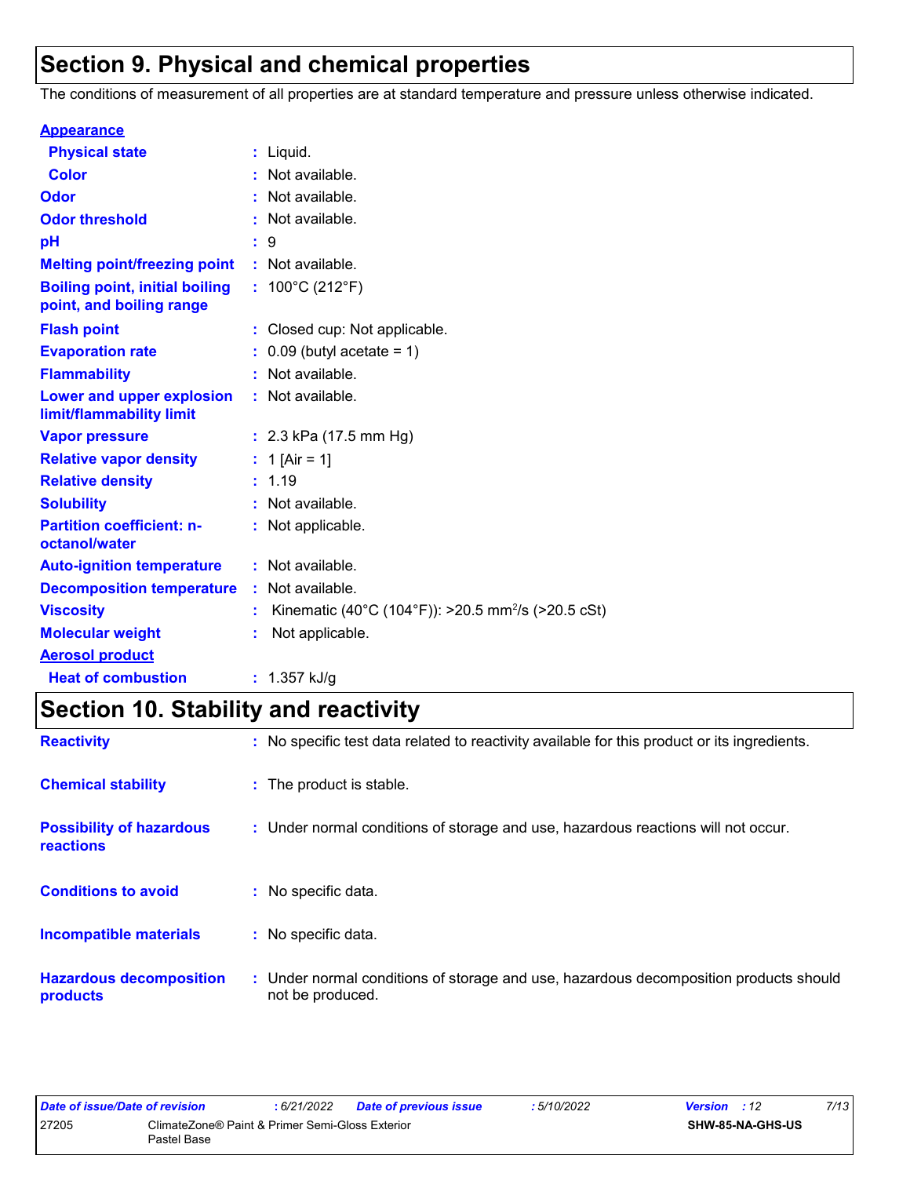# Section 9. Physical and chemical properties

The conditions of measurement of all properties are at standard temperature and pressure unless otherwise indicated.

**Appearance**

| | |
|---|---|
| **Physical state** | : Liquid. |
| **Color** | : Not available. |
| **Odor** | : Not available. |
| **Odor threshold** | : Not available. |
| **pH** | : 9 |
| **Melting point/freezing point** | : Not available. |
| **Boiling point, initial boiling point, and boiling range** | : 100°C (212°F) |
| **Flash point** | : Closed cup: Not applicable. |
| **Evaporation rate** | : 0.09 (butyl acetate = 1) |
| **Flammability** | : Not available. |
| **Lower and upper explosion limit/flammability limit** | : Not available. |
| **Vapor pressure** | : 2.3 kPa (17.5 mm Hg) |
| **Relative vapor density** | : 1 [Air = 1] |
| **Relative density** | : 1.19 |
| **Solubility** | : Not available. |
| **Partition coefficient: n-octanol/water** | : Not applicable. |
| **Auto-ignition temperature** | : Not available. |
| **Decomposition temperature** | : Not available. |
| **Viscosity** | : Kinematic (40°C (104°F)): >20.5 $mm^2/s$ (>20.5 cSt) |
| **Molecular weight** | : Not applicable. |

**Aerosol product**

| | |
|---|---|
| **Heat of combustion** | : 1.357 kJ/g |

# Section 10. Stability and reactivity

| | |
|---|---|
| **Reactivity** | : No specific test data related to reactivity available for this product or its ingredients. |
| **Chemical stability** | : The product is stable. |
| **Possibility of hazardous reactions** | : Under normal conditions of storage and use, hazardous reactions will not occur. |
| **Conditions to avoid** | : No specific data. |
| **Incompatible materials** | : No specific data. |
| **Hazardous decomposition products** | : Under normal conditions of storage and use, hazardous decomposition products should not be produced. |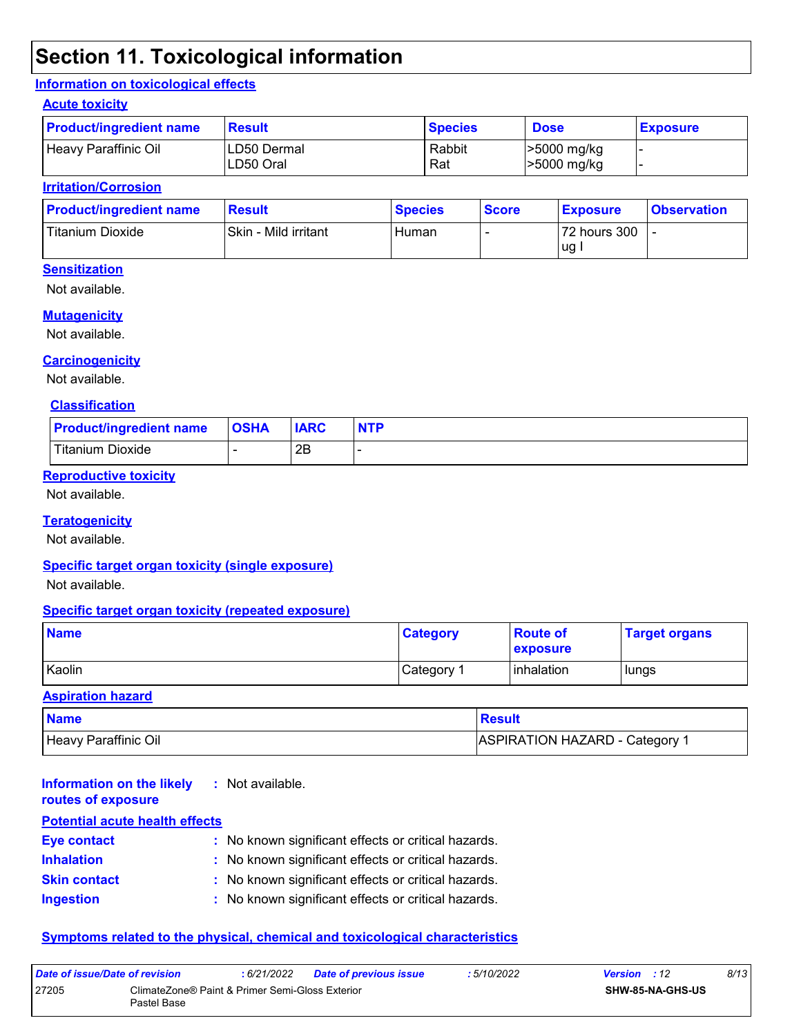# Section 11. Toxicological information

## Information on toxicological effects

### Acute toxicity

| Product/ingredient name | Result | Species | Dose | Exposure |
| --- | --- | --- | --- | --- |
| Heavy Paraffinic Oil | LD50 Dermal<br>LD50 Oral | Rabbit<br>Rat | >5000 mg/kg<br>>5000 mg/kg | -<br>- |

### Irritation/Corrosion

| Product/ingredient name | Result | Species | Score | Exposure | Observation |
| --- | --- | --- | --- | --- | --- |
| Titanium Dioxide | Skin - Mild irritant | Human | - | 72 hours 300 ug I | - |

### Sensitization

Not available.

### Mutagenicity

Not available.

### Carcinogenicity

Not available.

#### Classification

| Product/ingredient name | OSHA | IARC | NTP |
| --- | --- | --- | --- |
| Titanium Dioxide | - | 2B | - |

### Reproductive toxicity

Not available.

### Teratogenicity

Not available.

### Specific target organ toxicity (single exposure)

Not available.

### Specific target organ toxicity (repeated exposure)

| Name | Category | Route of exposure | Target organs |
| --- | --- | --- | --- |
| Kaolin | Category 1 | inhalation | lungs |

### Aspiration hazard

| Name | Result |
| --- | --- |
| Heavy Paraffinic Oil | ASPIRATION HAZARD - Category 1 |

**Information on the likely routes of exposure** : Not available.

### Potential acute health effects

**Eye contact** : No known significant effects or critical hazards.

**Inhalation** : No known significant effects or critical hazards.

**Skin contact** : No known significant effects or critical hazards.

**Ingestion** : No known significant effects or critical hazards.

### Symptoms related to the physical, chemical and toxicological characteristics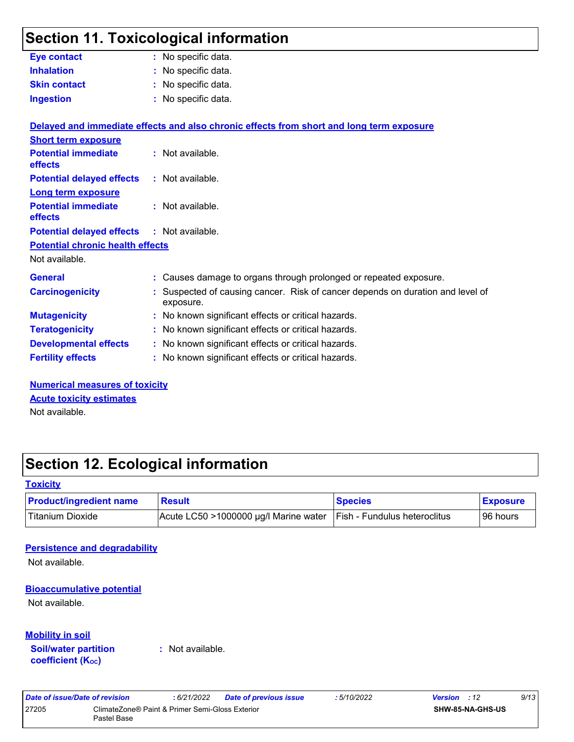## Section 11. Toxicological information

**Eye contact** : No specific data.

**Inhalation** : No specific data.

**Skin contact** : No specific data.

**Ingestion** : No specific data.

**Delayed and immediate effects and also chronic effects from short and long term exposure**

**Short term exposure**

**Potential immediate effects** : Not available.

**Potential delayed effects** : Not available.

**Long term exposure**

**Potential immediate effects** : Not available.

**Potential delayed effects** : Not available.

**Potential chronic health effects**

Not available.

**General** : Causes damage to organs through prolonged or repeated exposure.

**Carcinogenicity** : Suspected of causing cancer. Risk of cancer depends on duration and level of exposure.

**Mutagenicity** : No known significant effects or critical hazards.

**Teratogenicity** : No known significant effects or critical hazards.

**Developmental effects** : No known significant effects or critical hazards.

**Fertility effects** : No known significant effects or critical hazards.

**Numerical measures of toxicity**

**Acute toxicity estimates**

Not available.

## Section 12. Ecological information

**Toxicity**

| Product/ingredient name | Result | Species | Exposure |
| --- | --- | --- | --- |
| Titanium Dioxide | Acute LC50 >1000000 µg/l Marine water | Fish - Fundulus heteroclitus | 96 hours |

**Persistence and degradability**

Not available.

**Bioaccumulative potential**

Not available.

**Mobility in soil**

**Soil/water partition coefficient ($K_{OC}$)** : Not available.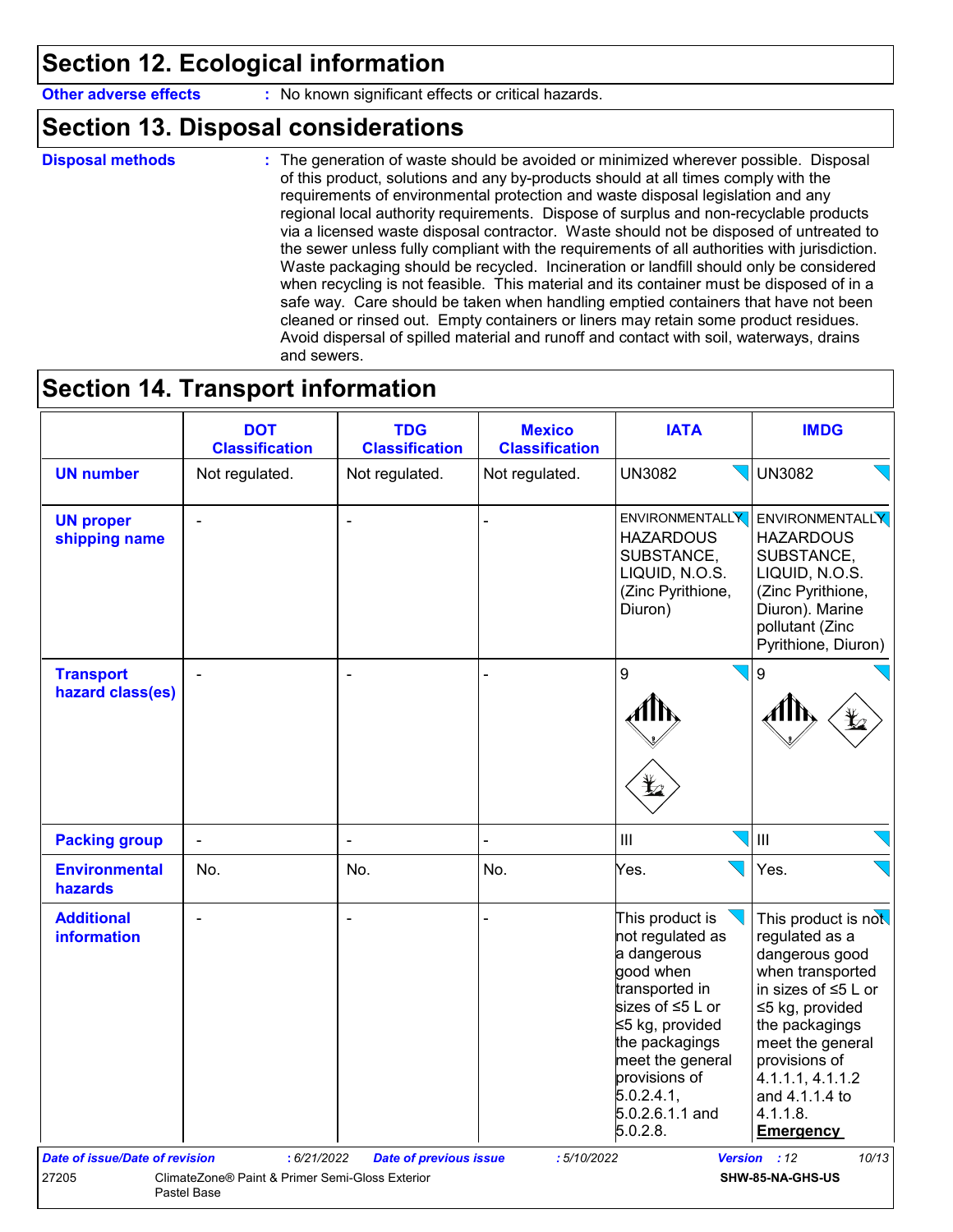## Section 12. Ecological information

**Other adverse effects** : No known significant effects or critical hazards.

## Section 13. Disposal considerations

**Disposal methods** : The generation of waste should be avoided or minimized wherever possible. Disposal of this product, solutions and any by-products should at all times comply with the requirements of environmental protection and waste disposal legislation and any regional local authority requirements. Dispose of surplus and non-recyclable products via a licensed waste disposal contractor. Waste should not be disposed of untreated to the sewer unless fully compliant with the requirements of all authorities with jurisdiction. Waste packaging should be recycled. Incineration or landfill should only be considered when recycling is not feasible. This material and its container must be disposed of in a safe way. Care should be taken when handling emptied containers that have not been cleaned or rinsed out. Empty containers or liners may retain some product residues. Avoid dispersal of spilled material and runoff and contact with soil, waterways, drains and sewers.

## Section 14. Transport information

| | DOT Classification | TDG Classification | Mexico Classification | IATA | IMDG |
|---|---|---|---|---|---|
| **UN number** | Not regulated. | Not regulated. | Not regulated. | UN3082 | UN3082 |
| **UN proper shipping name** | - | - | - | ENVIRONMENTALLY HAZARDOUS SUBSTANCE, LIQUID, N.O.S. (Zinc Pyrithione, Diuron) | ENVIRONMENTALLY HAZARDOUS SUBSTANCE, LIQUID, N.O.S. (Zinc Pyrithione, Diuron). Marine pollutant (Zinc Pyrithione, Diuron) |
| **Transport hazard class(es)** | - | - | - | 9 | 9 |
| **Packing group** | - | - | - | III | III |
| **Environmental hazards** | No. | No. | No. | Yes. | Yes. |
| **Additional information** | - | - | - | This product is not regulated as a dangerous good when transported in sizes of ≤5 L or ≤5 kg, provided the packagings meet the general provisions of 5.0.2.4.1, 5.0.2.6.1.1 and 5.0.2.8. | This product is not regulated as a dangerous good when transported in sizes of ≤5 L or ≤5 kg, provided the packagings meet the general provisions of 4.1.1.1, 4.1.1.2 and 4.1.1.4 to 4.1.1.8. **Emergency** |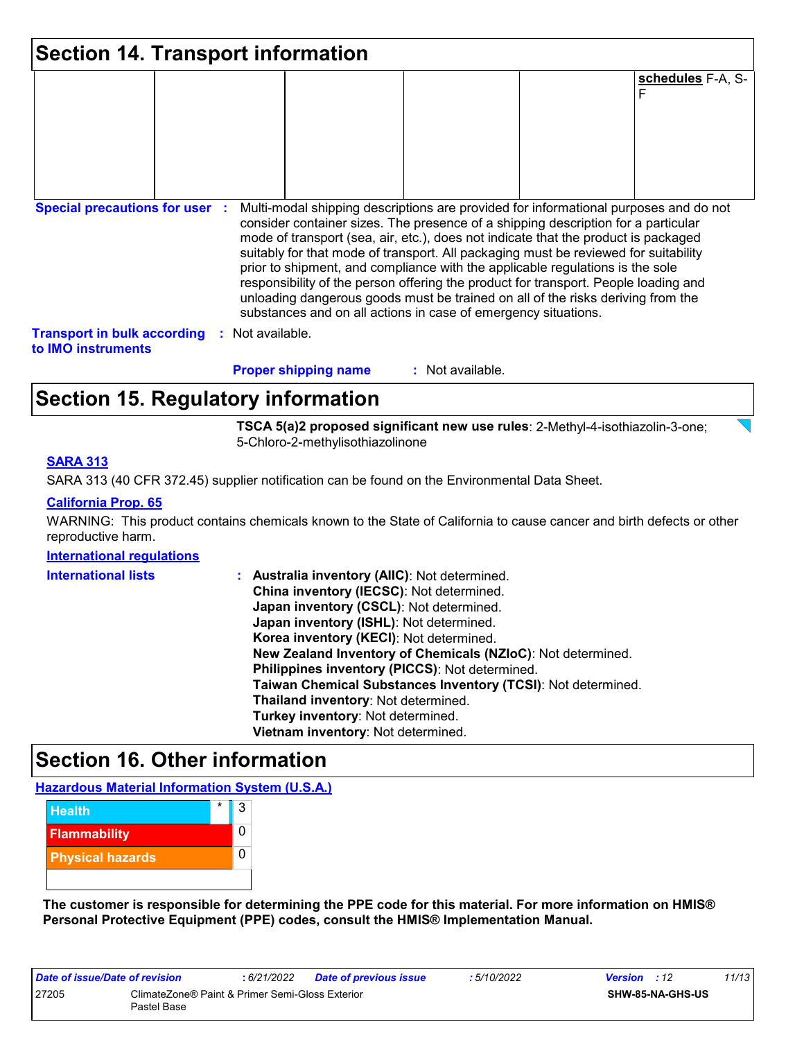## Section 14. Transport information

| | | | | | |
|---|---|---|---|---|---|
| | | | | | **schedules** F-A, S-F |

**Special precautions for user** : Multi-modal shipping descriptions are provided for informational purposes and do not consider container sizes. The presence of a shipping description for a particular mode of transport (sea, air, etc.), does not indicate that the product is packaged suitably for that mode of transport. All packaging must be reviewed for suitability prior to shipment, and compliance with the applicable regulations is the sole responsibility of the person offering the product for transport. People loading and unloading dangerous goods must be trained on all of the risks deriving from the substances and on all actions in case of emergency situations.

**Transport in bulk according to IMO instruments** : Not available.

**Proper shipping name** : Not available.

## Section 15. Regulatory information

**TSCA 5(a)2 proposed significant new use rules**: 2-Methyl-4-isothiazolin-3-one; 5-Chloro-2-methylisothiazolinone

**SARA 313**

SARA 313 (40 CFR 372.45) supplier notification can be found on the Environmental Data Sheet.

**California Prop. 65**

WARNING: This product contains chemicals known to the State of California to cause cancer and birth defects or other reproductive harm.

**International regulations**

**International lists** :
**Australia inventory (AIIC)**: Not determined.
**China inventory (IECSC)**: Not determined.
**Japan inventory (CSCL)**: Not determined.
**Japan inventory (ISHL)**: Not determined.
**Korea inventory (KECI)**: Not determined.
**New Zealand Inventory of Chemicals (NZIoC)**: Not determined.
**Philippines inventory (PICCS)**: Not determined.
**Taiwan Chemical Substances Inventory (TCSI)**: Not determined.
**Thailand inventory**: Not determined.
**Turkey inventory**: Not determined.
**Vietnam inventory**: Not determined.

## Section 16. Other information

**Hazardous Material Information System (U.S.A.)**

| | | |
|---|---|---|
| Health | * | 3 |
| Flammability | | 0 |
| Physical hazards | | 0 |
| | | |

**The customer is responsible for determining the PPE code for this material. For more information on HMIS® Personal Protective Equipment (PPE) codes, consult the HMIS® Implementation Manual.**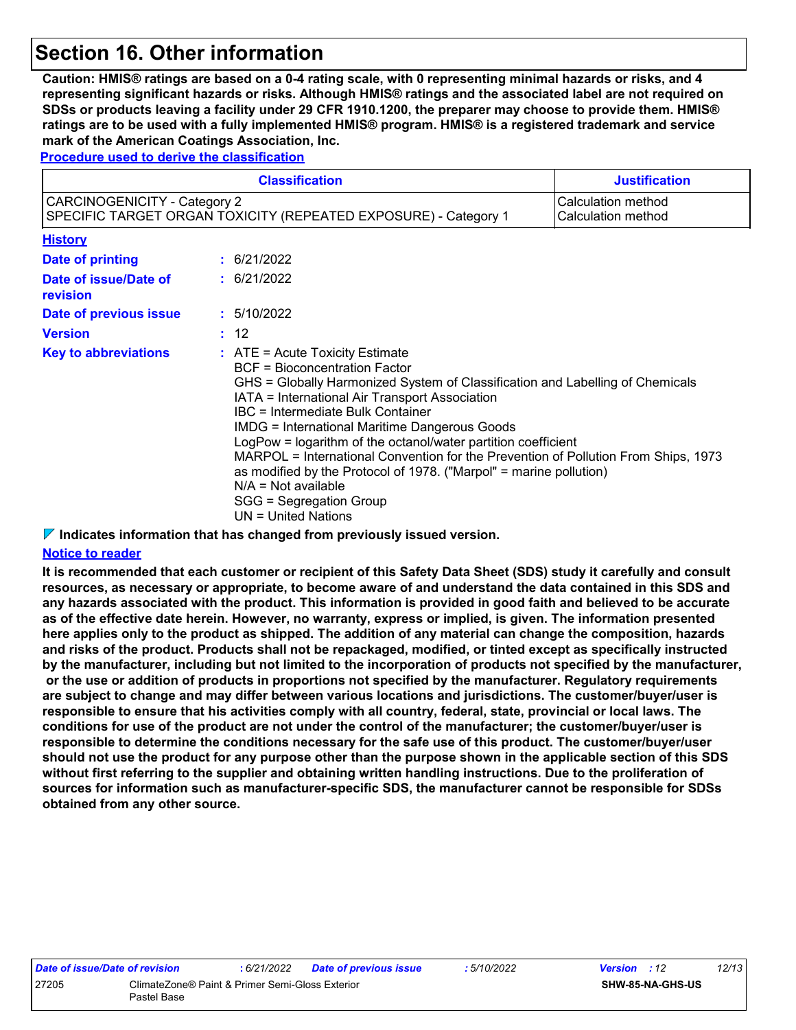# Section 16. Other information

**Caution: HMIS® ratings are based on a 0-4 rating scale, with 0 representing minimal hazards or risks, and 4 representing significant hazards or risks. Although HMIS® ratings and the associated label are not required on SDSs or products leaving a facility under 29 CFR 1910.1200, the preparer may choose to provide them. HMIS® ratings are to be used with a fully implemented HMIS® program. HMIS® is a registered trademark and service mark of the American Coatings Association, Inc.**

**Procedure used to derive the classification**

| Classification | Justification |
|---|---|
| CARCINOGENICITY - Category 2<br>SPECIFIC TARGET ORGAN TOXICITY (REPEATED EXPOSURE) - Category 1 | Calculation method<br>Calculation method |

**History**

**Date of printing** : 6/21/2022

**Date of issue/Date of revision** : 6/21/2022

**Date of previous issue** : 5/10/2022

**Version** : 12

**Key to abbreviations** :
ATE = Acute Toxicity Estimate
BCF = Bioconcentration Factor
GHS = Globally Harmonized System of Classification and Labelling of Chemicals
IATA = International Air Transport Association
IBC = Intermediate Bulk Container
IMDG = International Maritime Dangerous Goods
LogPow = logarithm of the octanol/water partition coefficient
MARPOL = International Convention for the Prevention of Pollution From Ships, 1973 as modified by the Protocol of 1978. ("Marpol" = marine pollution)
N/A = Not available
SGG = Segregation Group
UN = United Nations

**Indicates information that has changed from previously issued version.**

**Notice to reader**

**It is recommended that each customer or recipient of this Safety Data Sheet (SDS) study it carefully and consult resources, as necessary or appropriate, to become aware of and understand the data contained in this SDS and any hazards associated with the product. This information is provided in good faith and believed to be accurate as of the effective date herein. However, no warranty, express or implied, is given. The information presented here applies only to the product as shipped. The addition of any material can change the composition, hazards and risks of the product. Products shall not be repackaged, modified, or tinted except as specifically instructed by the manufacturer, including but not limited to the incorporation of products not specified by the manufacturer, or the use or addition of products in proportions not specified by the manufacturer. Regulatory requirements are subject to change and may differ between various locations and jurisdictions. The customer/buyer/user is responsible to ensure that his activities comply with all country, federal, state, provincial or local laws. The conditions for use of the product are not under the control of the manufacturer; the customer/buyer/user is responsible to determine the conditions necessary for the safe use of this product. The customer/buyer/user should not use the product for any purpose other than the purpose shown in the applicable section of this SDS without first referring to the supplier and obtaining written handling instructions. Due to the proliferation of sources for information such as manufacturer-specific SDS, the manufacturer cannot be responsible for SDSs obtained from any other source.**